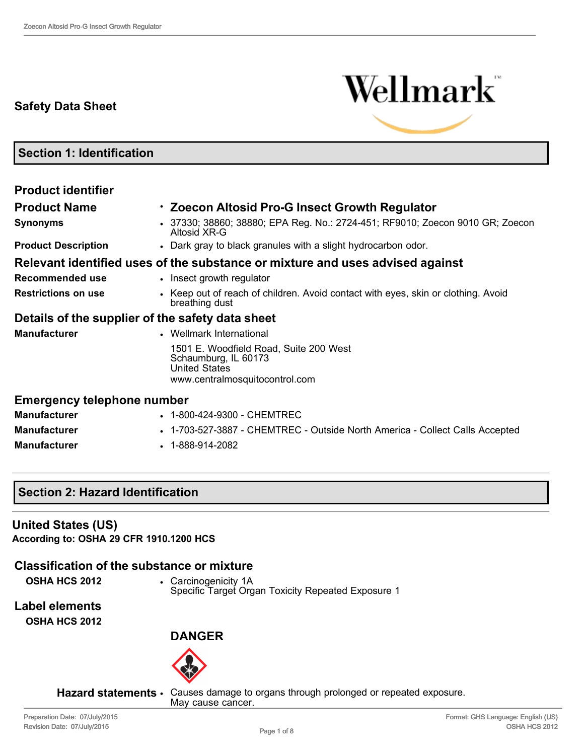# Safety Data Sheet

## Section 1: Identification

### Product identifier

| | |
|---|---|
| **Product Name** | • **Zoecon Altosid Pro-G Insect Growth Regulator** |
| **Synonyms** | • 37330; 38860; 38880; EPA Reg. No.: 2724-451; RF9010; Zoecon 9010 GR; Zoecon Altosid XR-G |
| **Product Description** | • Dark gray to black granules with a slight hydrocarbon odor. |

### Relevant identified uses of the substance or mixture and uses advised against

| | |
|---|---|
| **Recommended use** | • Insect growth regulator |
| **Restrictions on use** | • Keep out of reach of children. Avoid contact with eyes, skin or clothing. Avoid breathing dust |

### Details of the supplier of the safety data sheet

| | |
|---|---|
| **Manufacturer** | • Wellmark International<br>1501 E. Woodfield Road, Suite 200 West<br>Schaumburg, IL 60173<br>United States<br>www.centralmosquitocontrol.com |

### Emergency telephone number

| | |
|---|---|
| **Manufacturer** | • 1-800-424-9300 - CHEMTREC |
| **Manufacturer** | • 1-703-527-3887 - CHEMTREC - Outside North America - Collect Calls Accepted |
| **Manufacturer** | • 1-888-914-2082 |

## Section 2: Hazard Identification

### United States (US)

**According to: OSHA 29 CFR 1910.1200 HCS**

### Classification of the substance or mixture

| | |
|---|---|
| **OSHA HCS 2012** | • Carcinogenicity 1A<br>Specific Target Organ Toxicity Repeated Exposure 1 |

### Label elements

**OSHA HCS 2012**

**DANGER**

**Hazard statements** • Causes damage to organs through prolonged or repeated exposure.
May cause cancer.

Preparation Date: 07/July/2015
Revision Date: 07/July/2015

Format: GHS Language: English (US)
OSHA HCS 2012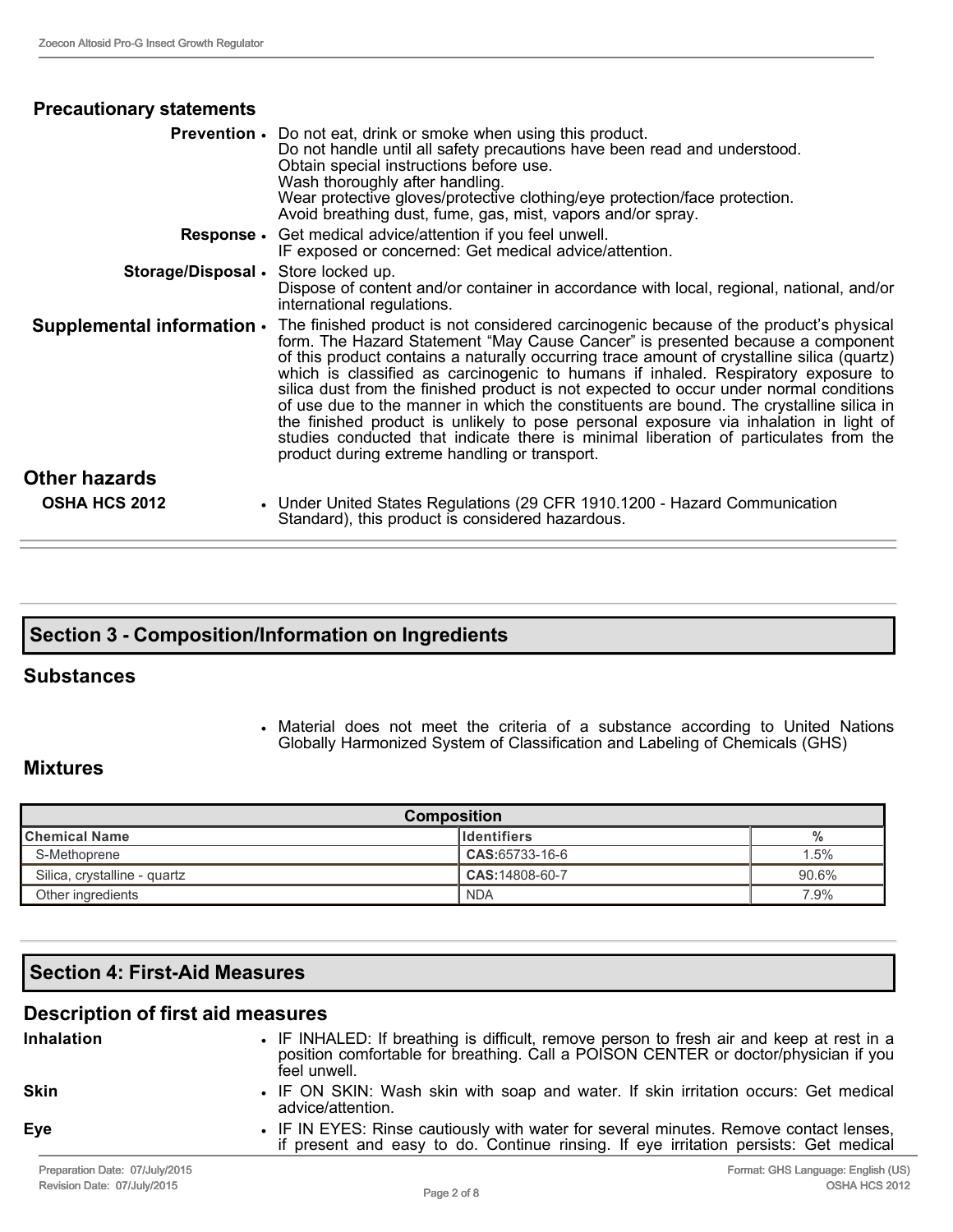## Precautionary statements

**Prevention**
- Do not eat, drink or smoke when using this product.
  Do not handle until all safety precautions have been read and understood.
  Obtain special instructions before use.
  Wash thoroughly after handling.
  Wear protective gloves/protective clothing/eye protection/face protection.
  Avoid breathing dust, fume, gas, mist, vapors and/or spray.

**Response**
- Get medical advice/attention if you feel unwell.
  IF exposed or concerned: Get medical advice/attention.

**Storage/Disposal**
- Store locked up.
  Dispose of content and/or container in accordance with local, regional, national, and/or international regulations.

**Supplemental information**
- The finished product is not considered carcinogenic because of the product's physical form. The Hazard Statement "May Cause Cancer" is presented because a component of this product contains a naturally occurring trace amount of crystalline silica (quartz) which is classified as carcinogenic to humans if inhaled. Respiratory exposure to silica dust from the finished product is not expected to occur under normal conditions of use due to the manner in which the constituents are bound. The crystalline silica in the finished product is unlikely to pose personal exposure via inhalation in light of studies conducted that indicate there is minimal liberation of particulates from the product during extreme handling or transport.

## Other hazards

**OSHA HCS 2012**
- Under United States Regulations (29 CFR 1910.1200 - Hazard Communication Standard), this product is considered hazardous.

# Section 3 - Composition/Information on Ingredients

## Substances

- Material does not meet the criteria of a substance according to United Nations Globally Harmonized System of Classification and Labeling of Chemicals (GHS)

## Mixtures

| Composition | | |
|---|---|---|
| **Chemical Name** | **Identifiers** | **%** |
| S-Methoprene | **CAS:**65733-16-6 | 1.5% |
| Silica, crystalline - quartz | **CAS:**14808-60-7 | 90.6% |
| Other ingredients | NDA | 7.9% |

# Section 4: First-Aid Measures

## Description of first aid measures

**Inhalation**
- IF INHALED: If breathing is difficult, remove person to fresh air and keep at rest in a position comfortable for breathing. Call a POISON CENTER or doctor/physician if you feel unwell.

**Skin**
- IF ON SKIN: Wash skin with soap and water. If skin irritation occurs: Get medical advice/attention.

**Eye**
- IF IN EYES: Rinse cautiously with water for several minutes. Remove contact lenses, if present and easy to do. Continue rinsing. If eye irritation persists: Get medical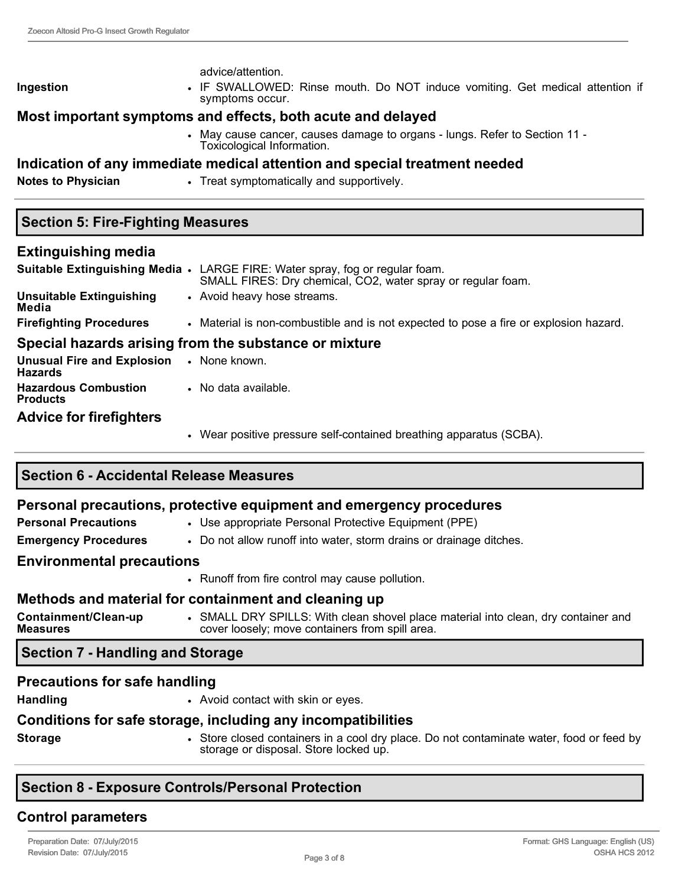advice/attention.

| | |
|---|---|
| **Ingestion** | • IF SWALLOWED: Rinse mouth. Do NOT induce vomiting. Get medical attention if symptoms occur. |

### Most important symptoms and effects, both acute and delayed

- May cause cancer, causes damage to organs - lungs. Refer to Section 11 - Toxicological Information.

### Indication of any immediate medical attention and special treatment needed

| | |
|---|---|
| **Notes to Physician** | • Treat symptomatically and supportively. |

## Section 5: Fire-Fighting Measures

### Extinguishing media

| | |
|---|---|
| **Suitable Extinguishing Media** | • LARGE FIRE: Water spray, fog or regular foam. SMALL FIRES: Dry chemical, $CO_2$, water spray or regular foam. |
| **Unsuitable Extinguishing Media** | • Avoid heavy hose streams. |
| **Firefighting Procedures** | • Material is non-combustible and is not expected to pose a fire or explosion hazard. |

### Special hazards arising from the substance or mixture

| | |
|---|---|
| **Unusual Fire and Explosion Hazards** | • None known. |
| **Hazardous Combustion Products** | • No data available. |

### Advice for firefighters

- Wear positive pressure self-contained breathing apparatus (SCBA).

## Section 6 - Accidental Release Measures

### Personal precautions, protective equipment and emergency procedures

| | |
|---|---|
| **Personal Precautions** | • Use appropriate Personal Protective Equipment (PPE) |
| **Emergency Procedures** | • Do not allow runoff into water, storm drains or drainage ditches. |

### Environmental precautions

- Runoff from fire control may cause pollution.

### Methods and material for containment and cleaning up

| | |
|---|---|
| **Containment/Clean-up Measures** | • SMALL DRY SPILLS: With clean shovel place material into clean, dry container and cover loosely; move containers from spill area. |

## Section 7 - Handling and Storage

### Precautions for safe handling

| | |
|---|---|
| **Handling** | • Avoid contact with skin or eyes. |

### Conditions for safe storage, including any incompatibilities

| | |
|---|---|
| **Storage** | • Store closed containers in a cool dry place. Do not contaminate water, food or feed by storage or disposal. Store locked up. |

## Section 8 - Exposure Controls/Personal Protection

### Control parameters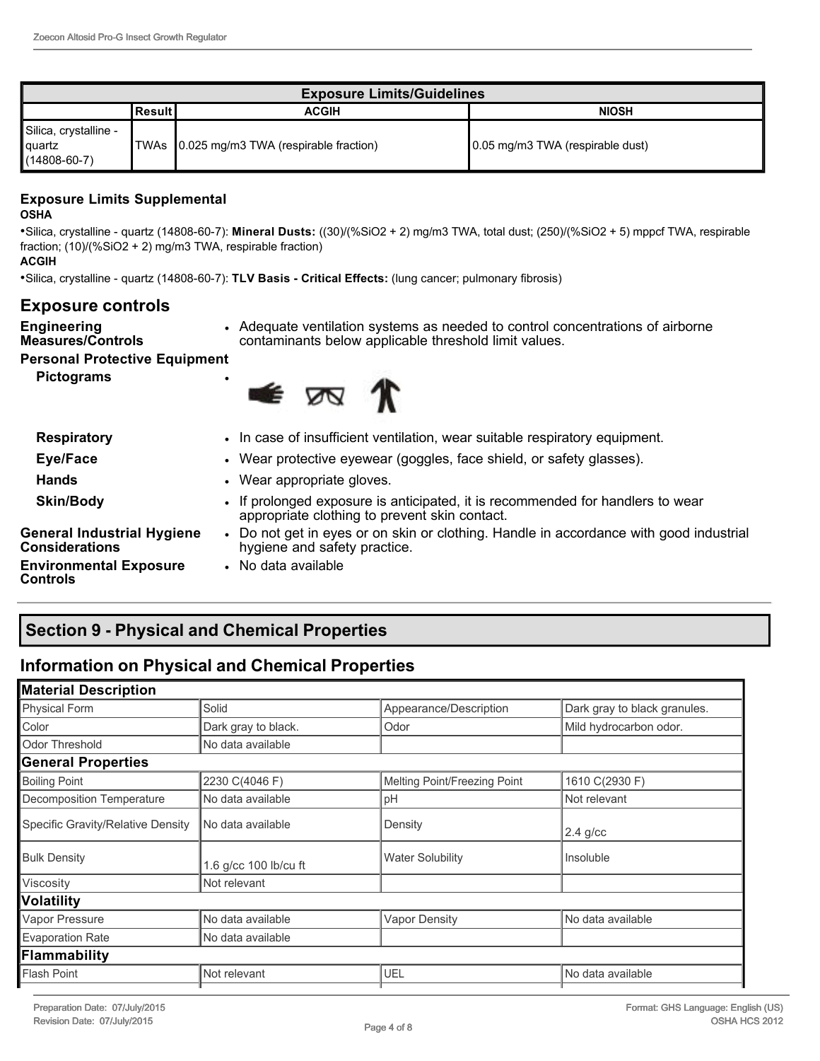| Exposure Limits/Guidelines | | | |
|---|---|---|---|
| | Result | ACGIH | NIOSH |
| Silica, crystalline - quartz (14808-60-7) | TWAs | 0.025 mg/m3 TWA (respirable fraction) | 0.05 mg/m3 TWA (respirable dust) |

### Exposure Limits Supplemental

**OSHA**

• Silica, crystalline - quartz (14808-60-7): **Mineral Dusts:** ((30)/(%SiO2 + 2) mg/m3 TWA, total dust; (250)/(%SiO2 + 5) mppcf TWA, respirable fraction; (10)/(%SiO2 + 2) mg/m3 TWA, respirable fraction)

**ACGIH**

• Silica, crystalline - quartz (14808-60-7): **TLV Basis - Critical Effects:** (lung cancer; pulmonary fibrosis)

## Exposure controls

**Engineering Measures/Controls**
- Adequate ventilation systems as needed to control concentrations of airborne contaminants below applicable threshold limit values.

**Personal Protective Equipment**

**Pictograms**
- 

**Respiratory**
- In case of insufficient ventilation, wear suitable respiratory equipment.

**Eye/Face**
- Wear protective eyewear (goggles, face shield, or safety glasses).

**Hands**
- Wear appropriate gloves.

**Skin/Body**
- If prolonged exposure is anticipated, it is recommended for handlers to wear appropriate clothing to prevent skin contact.

**General Industrial Hygiene Considerations**
- Do not get in eyes or on skin or clothing. Handle in accordance with good industrial hygiene and safety practice.

**Environmental Exposure Controls**
- No data available

## Section 9 - Physical and Chemical Properties

## Information on Physical and Chemical Properties

| Material Description | | | |
|---|---|---|---|
| Physical Form | Solid | Appearance/Description | Dark gray to black granules. |
| Color | Dark gray to black. | Odor | Mild hydrocarbon odor. |
| Odor Threshold | No data available | | |
| **General Properties** | | | |
| Boiling Point | 2230 C(4046 F) | Melting Point/Freezing Point | 1610 C(2930 F) |
| Decomposition Temperature | No data available | pH | Not relevant |
| Specific Gravity/Relative Density | No data available | Density | 2.4 g/cc |
| Bulk Density | 1.6 g/cc 100 lb/cu ft | Water Solubility | Insoluble |
| Viscosity | Not relevant | | |
| **Volatility** | | | |
| Vapor Pressure | No data available | Vapor Density | No data available |
| Evaporation Rate | No data available | | |
| **Flammability** | | | |
| Flash Point | Not relevant | UEL | No data available |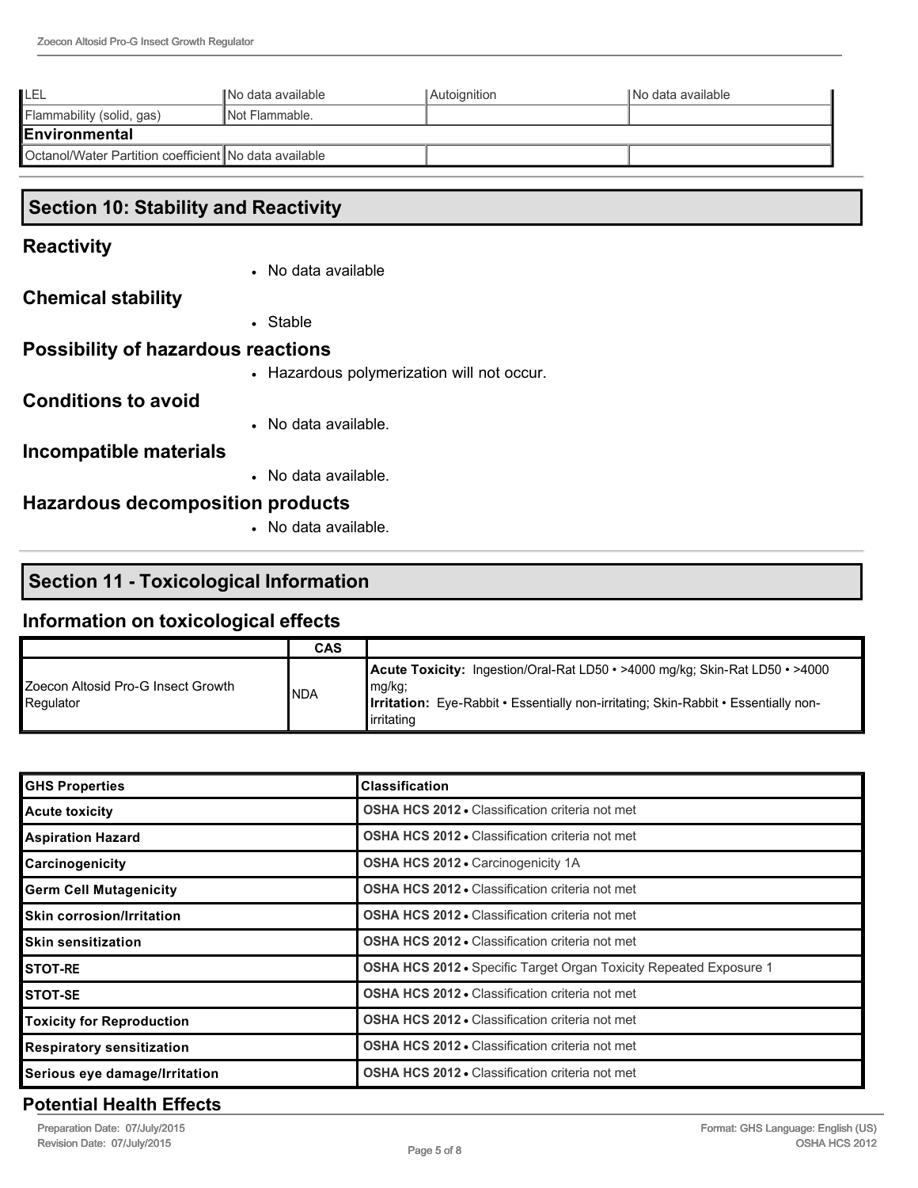| LEL | No data available | Autoignition | No data available |
|---|---|---|---|
| Flammability (solid, gas) | Not Flammable. | | |
| **Environmental** | | | |
| Octanol/Water Partition coefficient | No data available | | |

## Section 10: Stability and Reactivity

### Reactivity

- No data available

### Chemical stability

- Stable

### Possibility of hazardous reactions

- Hazardous polymerization will not occur.

### Conditions to avoid

- No data available.

### Incompatible materials

- No data available.

### Hazardous decomposition products

- No data available.

## Section 11 - Toxicological Information

### Information on toxicological effects

| | CAS | |
|---|---|---|
| Zoecon Altosid Pro-G Insect Growth Regulator | NDA | **Acute Toxicity:** Ingestion/Oral-Rat LD50 • >4000 mg/kg; Skin-Rat LD50 • >4000 mg/kg; **Irritation:** Eye-Rabbit • Essentially non-irritating; Skin-Rabbit • Essentially non-irritating |

| GHS Properties | Classification |
|---|---|
| **Acute toxicity** | **OSHA HCS 2012** • Classification criteria not met |
| **Aspiration Hazard** | **OSHA HCS 2012** • Classification criteria not met |
| **Carcinogenicity** | **OSHA HCS 2012** • Carcinogenicity 1A |
| **Germ Cell Mutagenicity** | **OSHA HCS 2012** • Classification criteria not met |
| **Skin corrosion/Irritation** | **OSHA HCS 2012** • Classification criteria not met |
| **Skin sensitization** | **OSHA HCS 2012** • Classification criteria not met |
| **STOT-RE** | **OSHA HCS 2012** • Specific Target Organ Toxicity Repeated Exposure 1 |
| **STOT-SE** | **OSHA HCS 2012** • Classification criteria not met |
| **Toxicity for Reproduction** | **OSHA HCS 2012** • Classification criteria not met |
| **Respiratory sensitization** | **OSHA HCS 2012** • Classification criteria not met |
| **Serious eye damage/Irritation** | **OSHA HCS 2012** • Classification criteria not met |

### Potential Health Effects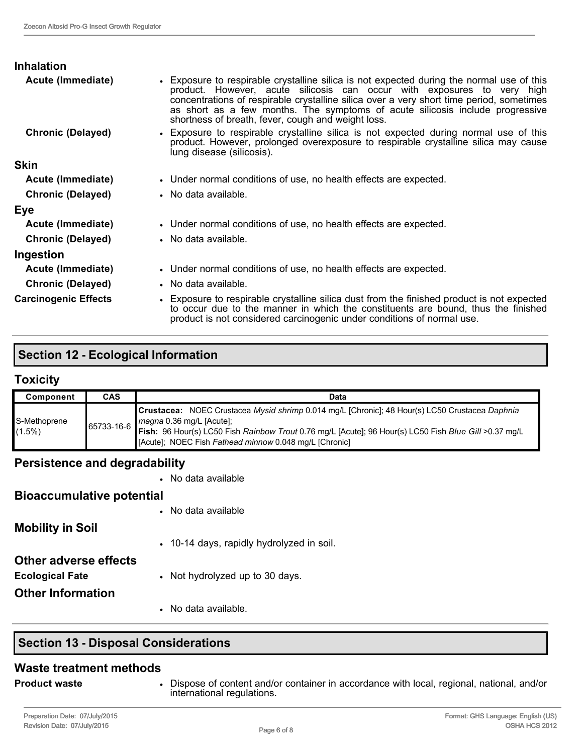**Inhalation**

**Acute (Immediate)**

- Exposure to respirable crystalline silica is not expected during the normal use of this product. However, acute silicosis can occur with exposures to very high concentrations of respirable crystalline silica over a very short time period, sometimes as short as a few months. The symptoms of acute silicosis include progressive shortness of breath, fever, cough and weight loss.

**Chronic (Delayed)**

- Exposure to respirable crystalline silica is not expected during normal use of this product. However, prolonged overexposure to respirable crystalline silica may cause lung disease (silicosis).

**Skin**

**Acute (Immediate)**

- Under normal conditions of use, no health effects are expected.

**Chronic (Delayed)**

- No data available.

**Eye**

**Acute (Immediate)**

- Under normal conditions of use, no health effects are expected.

**Chronic (Delayed)**

- No data available.

**Ingestion**

**Acute (Immediate)**

- Under normal conditions of use, no health effects are expected.

**Chronic (Delayed)**

- No data available.

**Carcinogenic Effects**

- Exposure to respirable crystalline silica dust from the finished product is not expected to occur due to the manner in which the constituents are bound, thus the finished product is not considered carcinogenic under conditions of normal use.

## Section 12 - Ecological Information

### Toxicity

| Component | CAS | Data |
|---|---|---|
| S-Methoprene (1.5%) | 65733-16-6 | **Crustacea:** NOEC Crustacea *Mysid shrimp* 0.014 mg/L [Chronic]; 48 Hour(s) LC50 Crustacea *Daphnia magna* 0.36 mg/L [Acute]; **Fish:** 96 Hour(s) LC50 Fish *Rainbow Trout* 0.76 mg/L [Acute]; 96 Hour(s) LC50 Fish *Blue Gill* >0.37 mg/L [Acute]; NOEC Fish *Fathead minnow* 0.048 mg/L [Chronic] |

### Persistence and degradability

- No data available

### Bioaccumulative potential

- No data available

### Mobility in Soil

- 10-14 days, rapidly hydrolyzed in soil.

### Other adverse effects

**Ecological Fate**

- Not hydrolyzed up to 30 days.

### Other Information

- No data available.

## Section 13 - Disposal Considerations

### Waste treatment methods

**Product waste**

- Dispose of content and/or container in accordance with local, regional, national, and/or international regulations.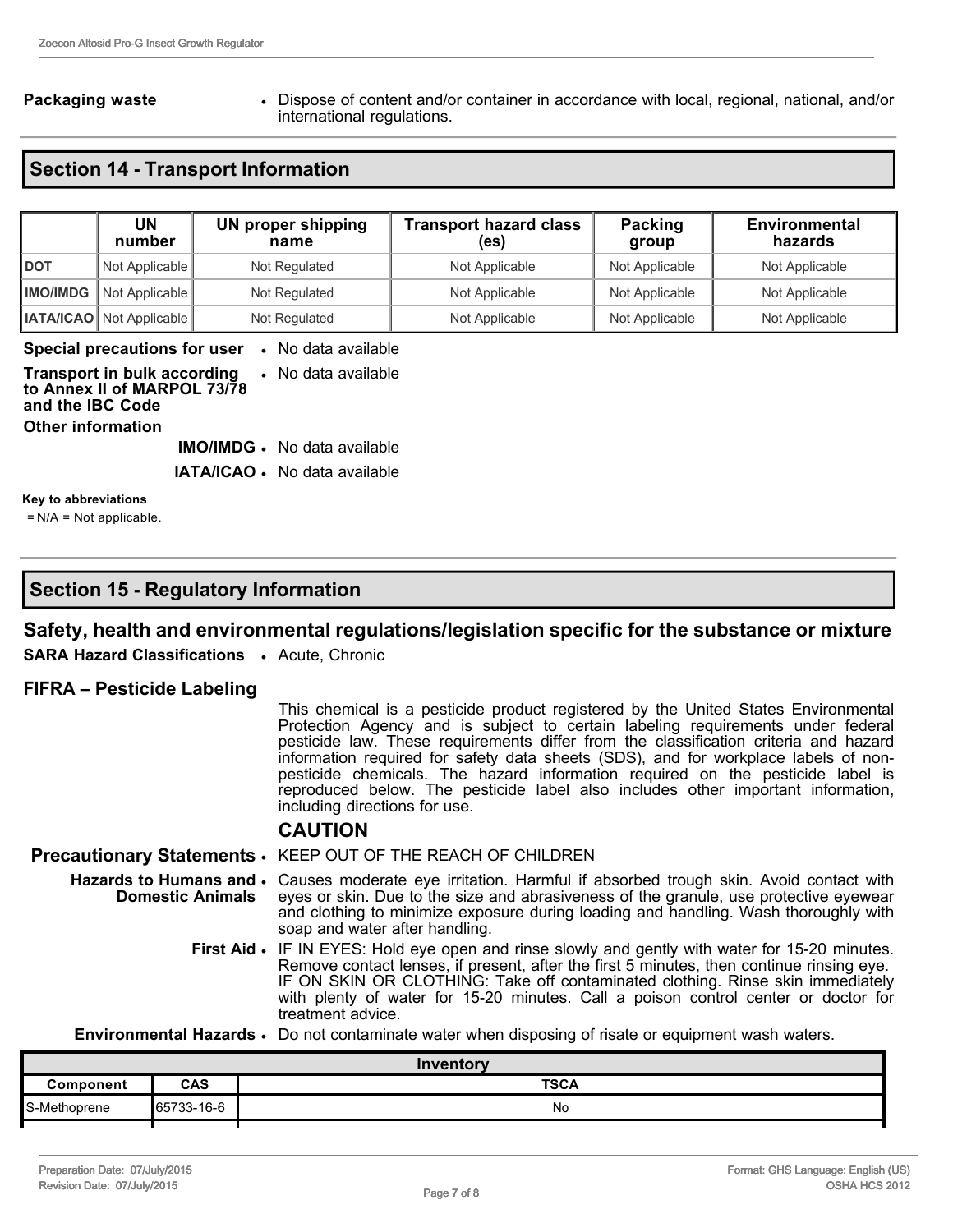**Packaging waste**
- Dispose of content and/or container in accordance with local, regional, national, and/or international regulations.

## Section 14 - Transport Information

| | UN number | UN proper shipping name | Transport hazard class (es) | Packing group | Environmental hazards |
|---|---|---|---|---|---|
| DOT | Not Applicable | Not Regulated | Not Applicable | Not Applicable | Not Applicable |
| IMO/IMDG | Not Applicable | Not Regulated | Not Applicable | Not Applicable | Not Applicable |
| IATA/ICAO | Not Applicable | Not Regulated | Not Applicable | Not Applicable | Not Applicable |

**Special precautions for user**
- No data available

**Transport in bulk according to Annex II of MARPOL 73/78 and the IBC Code**
- No data available

**Other information**

**IMO/IMDG**
- No data available

**IATA/ICAO**
- No data available

**Key to abbreviations**

= N/A = Not applicable.

## Section 15 - Regulatory Information

### Safety, health and environmental regulations/legislation specific for the substance or mixture

**SARA Hazard Classifications**
- Acute, Chronic

### FIFRA – Pesticide Labeling

This chemical is a pesticide product registered by the United States Environmental Protection Agency and is subject to certain labeling requirements under federal pesticide law. These requirements differ from the classification criteria and hazard information required for safety data sheets (SDS), and for workplace labels of non-pesticide chemicals. The hazard information required on the pesticide label is reproduced below. The pesticide label also includes other important information, including directions for use.

### CAUTION

**Precautionary Statements**
- KEEP OUT OF THE REACH OF CHILDREN

**Hazards to Humans and Domestic Animals**
- Causes moderate eye irritation. Harmful if absorbed trough skin. Avoid contact with eyes or skin. Due to the size and abrasiveness of the granule, use protective eyewear and clothing to minimize exposure during loading and handling. Wash thoroughly with soap and water after handling.

**First Aid**
- IF IN EYES: Hold eye open and rinse slowly and gently with water for 15-20 minutes. Remove contact lenses, if present, after the first 5 minutes, then continue rinsing eye. IF ON SKIN OR CLOTHING: Take off contaminated clothing. Rinse skin immediately with plenty of water for 15-20 minutes. Call a poison control center or doctor for treatment advice.

**Environmental Hazards**
- Do not contaminate water when disposing of risate or equipment wash waters.

| Inventory | | |
|---|---|---|
| Component | CAS | TSCA |
| S-Methoprene | 65733-16-6 | No |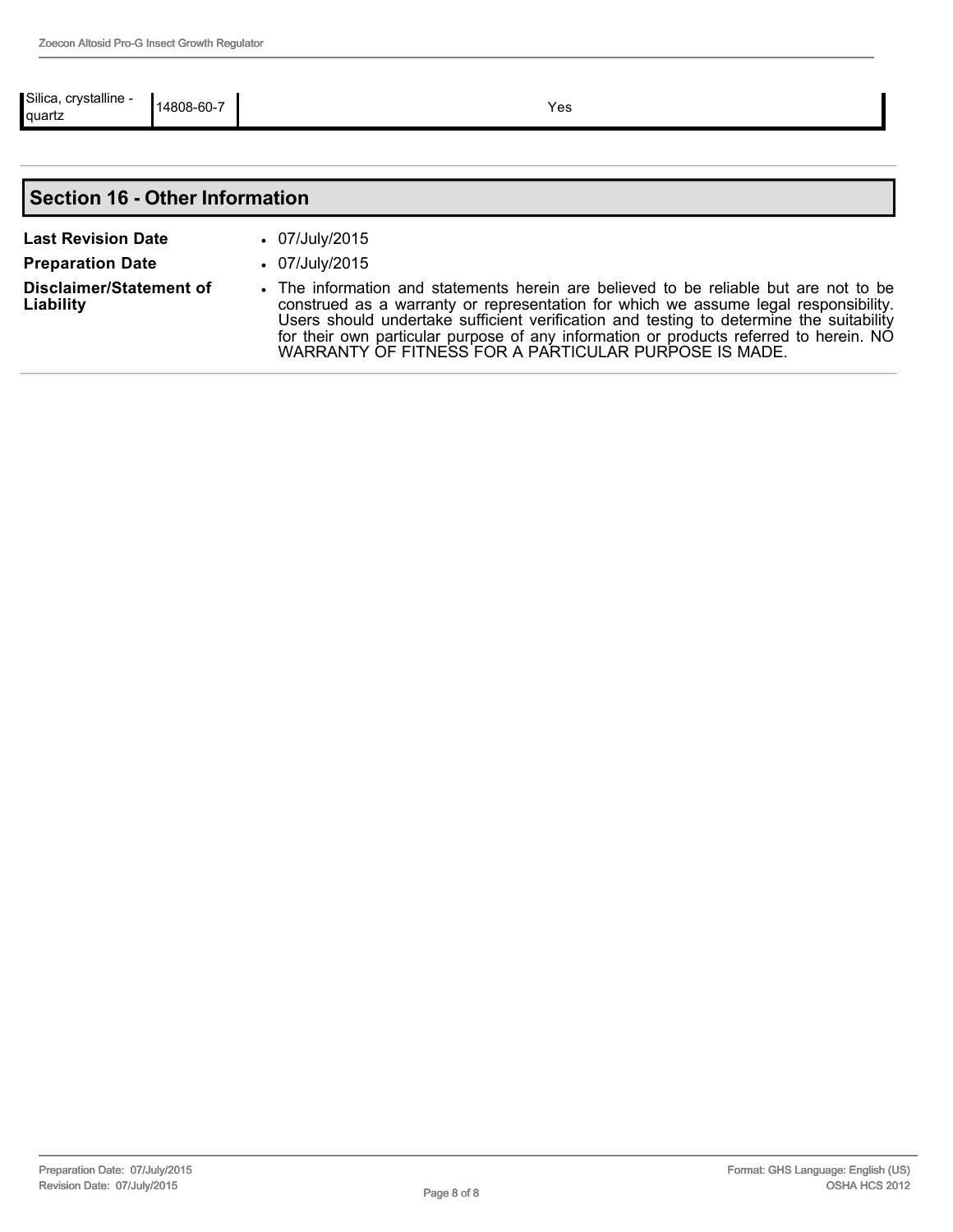| | | |
|---|---|---|
| Silica, crystalline - quartz | 14808-60-7 | Yes |

## Section 16 - Other Information

**Last Revision Date**
- 07/July/2015

**Preparation Date**
- 07/July/2015

**Disclaimer/Statement of Liability**
- The information and statements herein are believed to be reliable but are not to be construed as a warranty or representation for which we assume legal responsibility. Users should undertake sufficient verification and testing to determine the suitability for their own particular purpose of any information or products referred to herein. NO WARRANTY OF FITNESS FOR A PARTICULAR PURPOSE IS MADE.